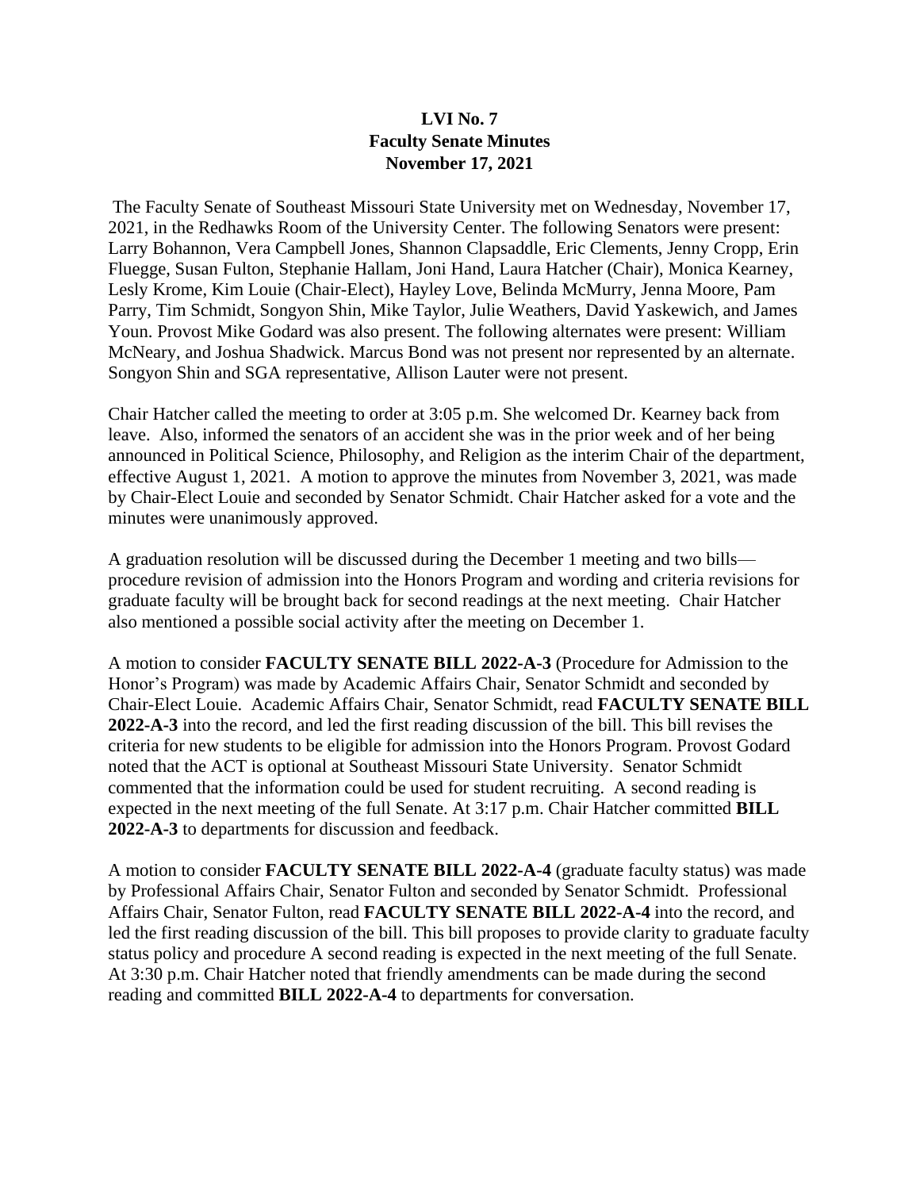**LVI No. 7**
**Faculty Senate Minutes**
**November 17, 2021**

The Faculty Senate of Southeast Missouri State University met on Wednesday, November 17, 2021, in the Redhawks Room of the University Center. The following Senators were present: Larry Bohannon, Vera Campbell Jones, Shannon Clapsaddle, Eric Clements, Jenny Cropp, Erin Fluegge, Susan Fulton, Stephanie Hallam, Joni Hand, Laura Hatcher (Chair), Monica Kearney, Lesly Krome, Kim Louie (Chair-Elect), Hayley Love, Belinda McMurry, Jenna Moore, Pam Parry, Tim Schmidt, Songyon Shin, Mike Taylor, Julie Weathers, David Yaskewich, and James Youn. Provost Mike Godard was also present. The following alternates were present: William McNeary, and Joshua Shadwick. Marcus Bond was not present nor represented by an alternate. Songyon Shin and SGA representative, Allison Lauter were not present.

Chair Hatcher called the meeting to order at 3:05 p.m. She welcomed Dr. Kearney back from leave. Also, informed the senators of an accident she was in the prior week and of her being announced in Political Science, Philosophy, and Religion as the interim Chair of the department, effective August 1, 2021. A motion to approve the minutes from November 3, 2021, was made by Chair-Elect Louie and seconded by Senator Schmidt. Chair Hatcher asked for a vote and the minutes were unanimously approved.

A graduation resolution will be discussed during the December 1 meeting and two bills—procedure revision of admission into the Honors Program and wording and criteria revisions for graduate faculty will be brought back for second readings at the next meeting. Chair Hatcher also mentioned a possible social activity after the meeting on December 1.

A motion to consider **FACULTY SENATE BILL 2022-A-3** (Procedure for Admission to the Honor's Program) was made by Academic Affairs Chair, Senator Schmidt and seconded by Chair-Elect Louie. Academic Affairs Chair, Senator Schmidt, read **FACULTY SENATE BILL 2022-A-3** into the record, and led the first reading discussion of the bill. This bill revises the criteria for new students to be eligible for admission into the Honors Program. Provost Godard noted that the ACT is optional at Southeast Missouri State University. Senator Schmidt commented that the information could be used for student recruiting. A second reading is expected in the next meeting of the full Senate. At 3:17 p.m. Chair Hatcher committed **BILL 2022-A-3** to departments for discussion and feedback.

A motion to consider **FACULTY SENATE BILL 2022-A-4** (graduate faculty status) was made by Professional Affairs Chair, Senator Fulton and seconded by Senator Schmidt. Professional Affairs Chair, Senator Fulton, read **FACULTY SENATE BILL 2022-A-4** into the record, and led the first reading discussion of the bill. This bill proposes to provide clarity to graduate faculty status policy and procedure A second reading is expected in the next meeting of the full Senate. At 3:30 p.m. Chair Hatcher noted that friendly amendments can be made during the second reading and committed **BILL 2022-A-4** to departments for conversation.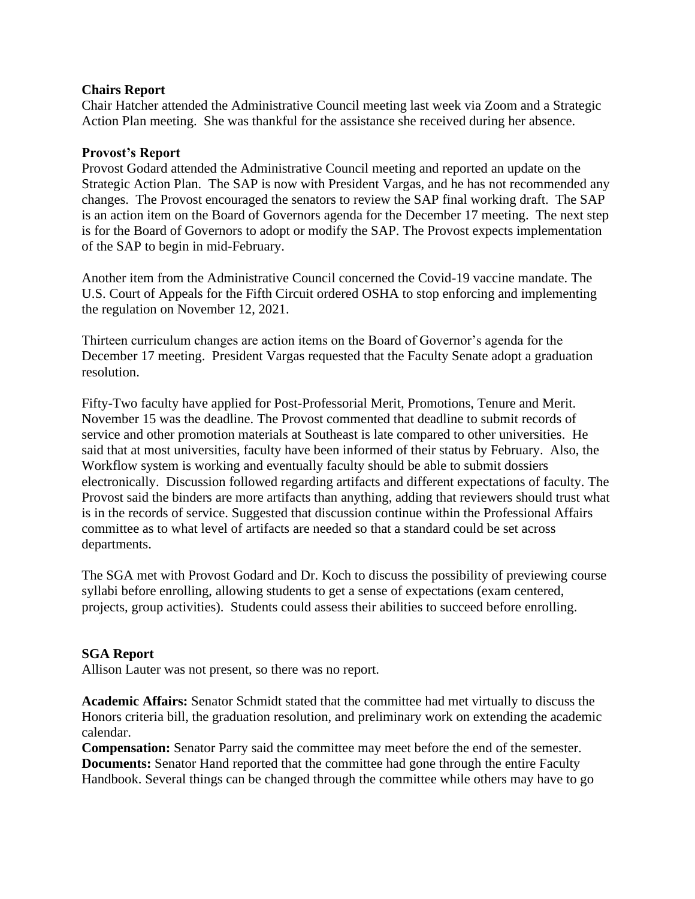**Chairs Report**

Chair Hatcher attended the Administrative Council meeting last week via Zoom and a Strategic Action Plan meeting. She was thankful for the assistance she received during her absence.

**Provost's Report**

Provost Godard attended the Administrative Council meeting and reported an update on the Strategic Action Plan. The SAP is now with President Vargas, and he has not recommended any changes. The Provost encouraged the senators to review the SAP final working draft. The SAP is an action item on the Board of Governors agenda for the December 17 meeting. The next step is for the Board of Governors to adopt or modify the SAP. The Provost expects implementation of the SAP to begin in mid-February.

Another item from the Administrative Council concerned the Covid-19 vaccine mandate. The U.S. Court of Appeals for the Fifth Circuit ordered OSHA to stop enforcing and implementing the regulation on November 12, 2021.

Thirteen curriculum changes are action items on the Board of Governor's agenda for the December 17 meeting. President Vargas requested that the Faculty Senate adopt a graduation resolution.

Fifty-Two faculty have applied for Post-Professorial Merit, Promotions, Tenure and Merit. November 15 was the deadline. The Provost commented that deadline to submit records of service and other promotion materials at Southeast is late compared to other universities. He said that at most universities, faculty have been informed of their status by February. Also, the Workflow system is working and eventually faculty should be able to submit dossiers electronically. Discussion followed regarding artifacts and different expectations of faculty. The Provost said the binders are more artifacts than anything, adding that reviewers should trust what is in the records of service. Suggested that discussion continue within the Professional Affairs committee as to what level of artifacts are needed so that a standard could be set across departments.

The SGA met with Provost Godard and Dr. Koch to discuss the possibility of previewing course syllabi before enrolling, allowing students to get a sense of expectations (exam centered, projects, group activities). Students could assess their abilities to succeed before enrolling.

**SGA Report**

Allison Lauter was not present, so there was no report.

**Academic Affairs:** Senator Schmidt stated that the committee had met virtually to discuss the Honors criteria bill, the graduation resolution, and preliminary work on extending the academic calendar.

**Compensation:** Senator Parry said the committee may meet before the end of the semester.

**Documents:** Senator Hand reported that the committee had gone through the entire Faculty Handbook. Several things can be changed through the committee while others may have to go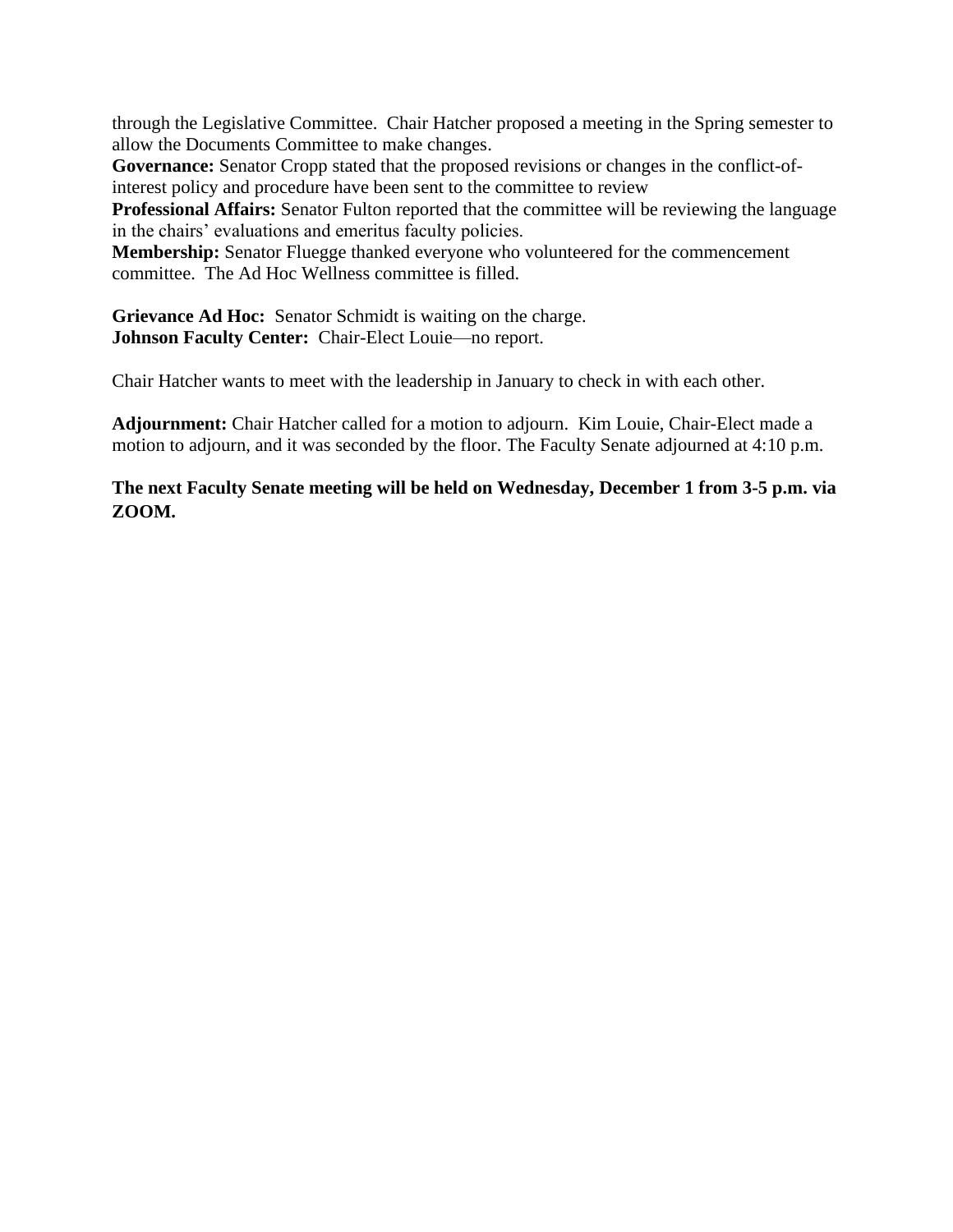through the Legislative Committee. Chair Hatcher proposed a meeting in the Spring semester to allow the Documents Committee to make changes.
**Governance:** Senator Cropp stated that the proposed revisions or changes in the conflict-of-interest policy and procedure have been sent to the committee to review
**Professional Affairs:** Senator Fulton reported that the committee will be reviewing the language in the chairs' evaluations and emeritus faculty policies.
**Membership:** Senator Fluegge thanked everyone who volunteered for the commencement committee. The Ad Hoc Wellness committee is filled.

**Grievance Ad Hoc:** Senator Schmidt is waiting on the charge.
**Johnson Faculty Center:** Chair-Elect Louie—no report.

Chair Hatcher wants to meet with the leadership in January to check in with each other.

**Adjournment:** Chair Hatcher called for a motion to adjourn. Kim Louie, Chair-Elect made a motion to adjourn, and it was seconded by the floor. The Faculty Senate adjourned at 4:10 p.m.

**The next Faculty Senate meeting will be held on Wednesday, December 1 from 3-5 p.m. via ZOOM.**